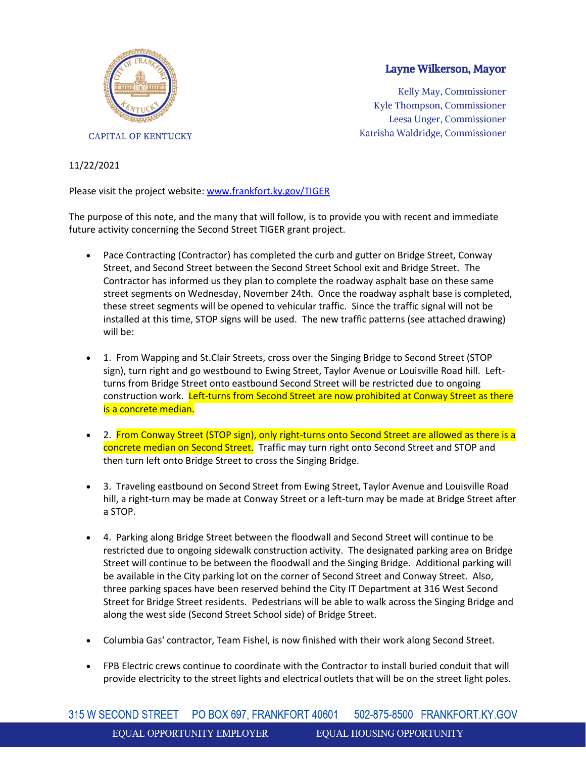CAPITAL OF KENTUCKY

**Layne Wilkerson, Mayor**

Kelly May, Commissioner
Kyle Thompson, Commissioner
Leesa Unger, Commissioner
Katrisha Waldridge, Commissioner

11/22/2021

Please visit the project website: [www.frankfort.ky.gov/TIGER](www.frankfort.ky.gov/TIGER)

The purpose of this note, and the many that will follow, is to provide you with recent and immediate future activity concerning the Second Street TIGER grant project.

- Pace Contracting (Contractor) has completed the curb and gutter on Bridge Street, Conway Street, and Second Street between the Second Street School exit and Bridge Street. The Contractor has informed us they plan to complete the roadway asphalt base on these same street segments on Wednesday, November 24th. Once the roadway asphalt base is completed, these street segments will be opened to vehicular traffic. Since the traffic signal will not be installed at this time, STOP signs will be used. The new traffic patterns (see attached drawing) will be:

- 1. From Wapping and St.Clair Streets, cross over the Singing Bridge to Second Street (STOP sign), turn right and go westbound to Ewing Street, Taylor Avenue or Louisville Road hill. Left-turns from Bridge Street onto eastbound Second Street will be restricted due to ongoing construction work. Left-turns from Second Street are now prohibited at Conway Street as there is a concrete median.

- 2. From Conway Street (STOP sign), only right-turns onto Second Street are allowed as there is a concrete median on Second Street. Traffic may turn right onto Second Street and STOP and then turn left onto Bridge Street to cross the Singing Bridge.

- 3. Traveling eastbound on Second Street from Ewing Street, Taylor Avenue and Louisville Road hill, a right-turn may be made at Conway Street or a left-turn may be made at Bridge Street after a STOP.

- 4. Parking along Bridge Street between the floodwall and Second Street will continue to be restricted due to ongoing sidewalk construction activity. The designated parking area on Bridge Street will continue to be between the floodwall and the Singing Bridge. Additional parking will be available in the City parking lot on the corner of Second Street and Conway Street. Also, three parking spaces have been reserved behind the City IT Department at 316 West Second Street for Bridge Street residents. Pedestrians will be able to walk across the Singing Bridge and along the west side (Second Street School side) of Bridge Street.

- Columbia Gas' contractor, Team Fishel, is now finished with their work along Second Street.

- FPB Electric crews continue to coordinate with the Contractor to install buried conduit that will provide electricity to the street lights and electrical outlets that will be on the street light poles.

315 W SECOND STREET PO BOX 697, FRANKFORT 40601 502-875-8500 FRANKFORT.KY.GOV

EQUAL OPPORTUNITY EMPLOYER EQUAL HOUSING OPPORTUNITY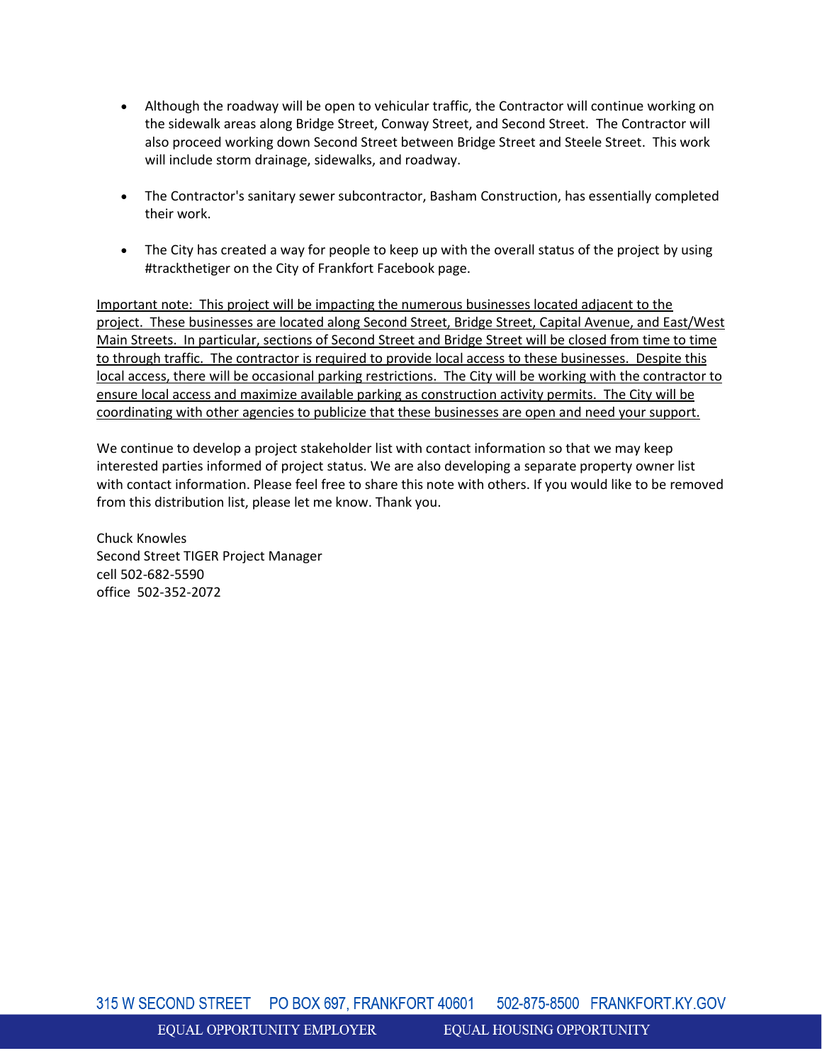- Although the roadway will be open to vehicular traffic, the Contractor will continue working on the sidewalk areas along Bridge Street, Conway Street, and Second Street. The Contractor will also proceed working down Second Street between Bridge Street and Steele Street. This work will include storm drainage, sidewalks, and roadway.

- The Contractor's sanitary sewer subcontractor, Basham Construction, has essentially completed their work.

- The City has created a way for people to keep up with the overall status of the project by using #trackthetiger on the City of Frankfort Facebook page.

<u>Important note: This project will be impacting the numerous businesses located adjacent to the project. These businesses are located along Second Street, Bridge Street, Capital Avenue, and East/West Main Streets. In particular, sections of Second Street and Bridge Street will be closed from time to time to through traffic. The contractor is required to provide local access to these businesses. Despite this local access, there will be occasional parking restrictions. The City will be working with the contractor to ensure local access and maximize available parking as construction activity permits. The City will be coordinating with other agencies to publicize that these businesses are open and need your support.</u>

We continue to develop a project stakeholder list with contact information so that we may keep interested parties informed of project status. We are also developing a separate property owner list with contact information. Please feel free to share this note with others. If you would like to be removed from this distribution list, please let me know. Thank you.

Chuck Knowles
Second Street TIGER Project Manager
cell 502-682-5590
office 502-352-2072